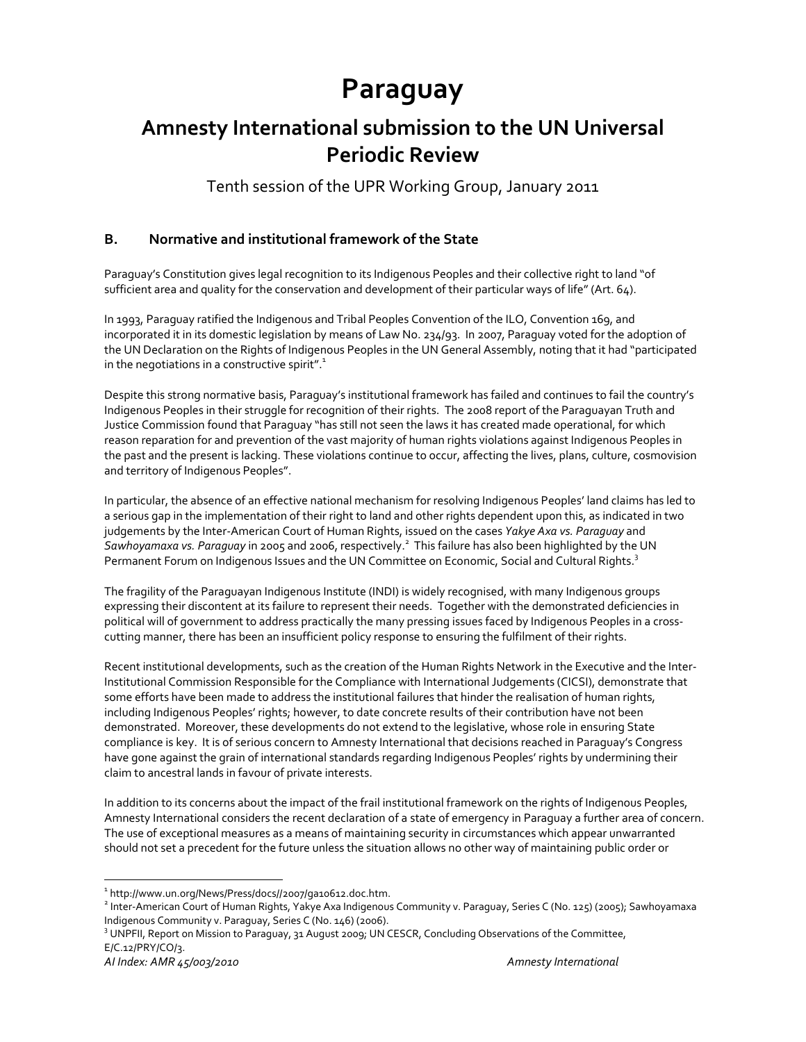# Paraguay

## Amnesty International submission to the UN Universal Periodic Review

Tenth session of the UPR Working Group, January 2011

### B. Normative and institutional framework of the State

Paraguay's Constitution gives legal recognition to its Indigenous Peoples and their collective right to land "of sufficient area and quality for the conservation and development of their particular ways of life" (Art. 64).

In 1993, Paraguay ratified the Indigenous and Tribal Peoples Convention of the ILO, Convention 169, and incorporated it in its domestic legislation by means of Law No. 234/93. In 2007, Paraguay voted for the adoption of the UN Declaration on the Rights of Indigenous Peoples in the UN General Assembly, noting that it had "participated in the negotiations in a constructive spirit".[1]

Despite this strong normative basis, Paraguay's institutional framework has failed and continues to fail the country's Indigenous Peoples in their struggle for recognition of their rights. The 2008 report of the Paraguayan Truth and Justice Commission found that Paraguay "has still not seen the laws it has created made operational, for which reason reparation for and prevention of the vast majority of human rights violations against Indigenous Peoples in the past and the present is lacking. These violations continue to occur, affecting the lives, plans, culture, cosmovision and territory of Indigenous Peoples".

In particular, the absence of an effective national mechanism for resolving Indigenous Peoples' land claims has led to a serious gap in the implementation of their right to land and other rights dependent upon this, as indicated in two judgements by the Inter-American Court of Human Rights, issued on the cases *Yakye Axa vs. Paraguay* and *Sawhoyamaxa vs. Paraguay* in 2005 and 2006, respectively.[2] This failure has also been highlighted by the UN Permanent Forum on Indigenous Issues and the UN Committee on Economic, Social and Cultural Rights.[3]

The fragility of the Paraguayan Indigenous Institute (INDI) is widely recognised, with many Indigenous groups expressing their discontent at its failure to represent their needs. Together with the demonstrated deficiencies in political will of government to address practically the many pressing issues faced by Indigenous Peoples in a cross-cutting manner, there has been an insufficient policy response to ensuring the fulfilment of their rights.

Recent institutional developments, such as the creation of the Human Rights Network in the Executive and the Inter-Institutional Commission Responsible for the Compliance with International Judgements (CICSI), demonstrate that some efforts have been made to address the institutional failures that hinder the realisation of human rights, including Indigenous Peoples' rights; however, to date concrete results of their contribution have not been demonstrated. Moreover, these developments do not extend to the legislative, whose role in ensuring State compliance is key. It is of serious concern to Amnesty International that decisions reached in Paraguay's Congress have gone against the grain of international standards regarding Indigenous Peoples' rights by undermining their claim to ancestral lands in favour of private interests.

In addition to its concerns about the impact of the frail institutional framework on the rights of Indigenous Peoples, Amnesty International considers the recent declaration of a state of emergency in Paraguay a further area of concern. The use of exceptional measures as a means of maintaining security in circumstances which appear unwarranted should not set a precedent for the future unless the situation allows no other way of maintaining public order or

---

[1] http://www.un.org/News/Press/docs//2007/ga10612.doc.htm.

[2] Inter-American Court of Human Rights, Yakye Axa Indigenous Community v. Paraguay, Series C (No. 125) (2005); Sawhoyamaxa Indigenous Community v. Paraguay, Series C (No. 146) (2006).

[3] UNPFII, Report on Mission to Paraguay, 31 August 2009; UN CESCR, Concluding Observations of the Committee, E/C.12/PRY/CO/3.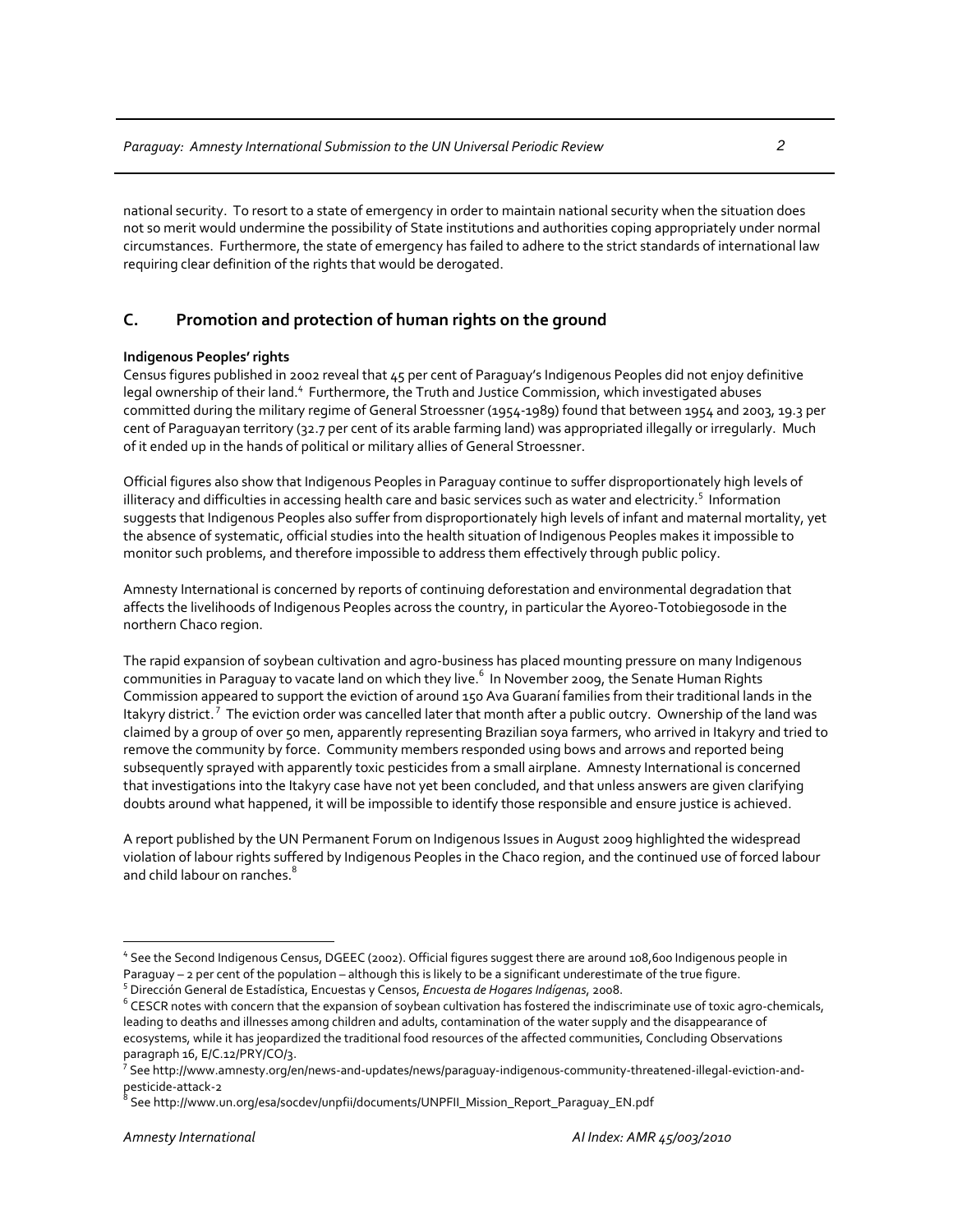national security. To resort to a state of emergency in order to maintain national security when the situation does not so merit would undermine the possibility of State institutions and authorities coping appropriately under normal circumstances. Furthermore, the state of emergency has failed to adhere to the strict standards of international law requiring clear definition of the rights that would be derogated.

## C. Promotion and protection of human rights on the ground

**Indigenous Peoples' rights**

Census figures published in 2002 reveal that 45 per cent of Paraguay's Indigenous Peoples did not enjoy definitive legal ownership of their land.[4] Furthermore, the Truth and Justice Commission, which investigated abuses committed during the military regime of General Stroessner (1954-1989) found that between 1954 and 2003, 19.3 per cent of Paraguayan territory (32.7 per cent of its arable farming land) was appropriated illegally or irregularly. Much of it ended up in the hands of political or military allies of General Stroessner.

Official figures also show that Indigenous Peoples in Paraguay continue to suffer disproportionately high levels of illiteracy and difficulties in accessing health care and basic services such as water and electricity.[5] Information suggests that Indigenous Peoples also suffer from disproportionately high levels of infant and maternal mortality, yet the absence of systematic, official studies into the health situation of Indigenous Peoples makes it impossible to monitor such problems, and therefore impossible to address them effectively through public policy.

Amnesty International is concerned by reports of continuing deforestation and environmental degradation that affects the livelihoods of Indigenous Peoples across the country, in particular the Ayoreo-Totobiegosode in the northern Chaco region.

The rapid expansion of soybean cultivation and agro-business has placed mounting pressure on many Indigenous communities in Paraguay to vacate land on which they live.[6] In November 2009, the Senate Human Rights Commission appeared to support the eviction of around 150 Ava Guaraní families from their traditional lands in the Itakyry district.[7] The eviction order was cancelled later that month after a public outcry. Ownership of the land was claimed by a group of over 50 men, apparently representing Brazilian soya farmers, who arrived in Itakyry and tried to remove the community by force. Community members responded using bows and arrows and reported being subsequently sprayed with apparently toxic pesticides from a small airplane. Amnesty International is concerned that investigations into the Itakyry case have not yet been concluded, and that unless answers are given clarifying doubts around what happened, it will be impossible to identify those responsible and ensure justice is achieved.

A report published by the UN Permanent Forum on Indigenous Issues in August 2009 highlighted the widespread violation of labour rights suffered by Indigenous Peoples in the Chaco region, and the continued use of forced labour and child labour on ranches.[8]

---

[4] See the Second Indigenous Census, DGEEC (2002). Official figures suggest there are around 108,600 Indigenous people in Paraguay – 2 per cent of the population – although this is likely to be a significant underestimate of the true figure.

[5] Dirección General de Estadística, Encuestas y Censos, *Encuesta de Hogares Indígenas*, 2008.

[6] CESCR notes with concern that the expansion of soybean cultivation has fostered the indiscriminate use of toxic agro-chemicals, leading to deaths and illnesses among children and adults, contamination of the water supply and the disappearance of ecosystems, while it has jeopardized the traditional food resources of the affected communities, Concluding Observations paragraph 16, E/C.12/PRY/CO/3.

[7] See http://www.amnesty.org/en/news-and-updates/news/paraguay-indigenous-community-threatened-illegal-eviction-and-pesticide-attack-2

[8] See http://www.un.org/esa/socdev/unpfii/documents/UNPFII_Mission_Report_Paraguay_EN.pdf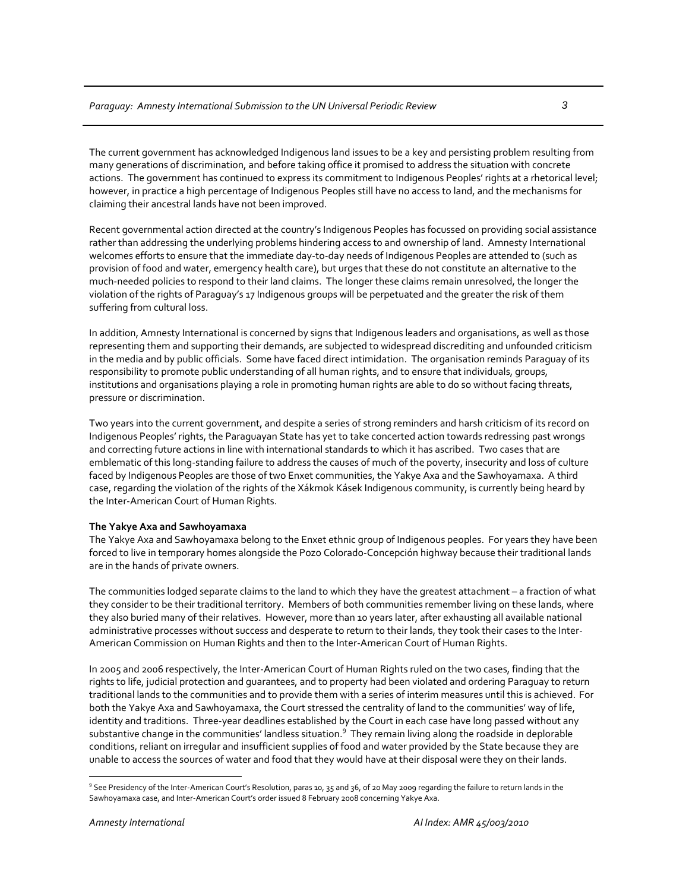The current government has acknowledged Indigenous land issues to be a key and persisting problem resulting from many generations of discrimination, and before taking office it promised to address the situation with concrete actions. The government has continued to express its commitment to Indigenous Peoples' rights at a rhetorical level; however, in practice a high percentage of Indigenous Peoples still have no access to land, and the mechanisms for claiming their ancestral lands have not been improved.

Recent governmental action directed at the country's Indigenous Peoples has focussed on providing social assistance rather than addressing the underlying problems hindering access to and ownership of land. Amnesty International welcomes efforts to ensure that the immediate day-to-day needs of Indigenous Peoples are attended to (such as provision of food and water, emergency health care), but urges that these do not constitute an alternative to the much-needed policies to respond to their land claims. The longer these claims remain unresolved, the longer the violation of the rights of Paraguay's 17 Indigenous groups will be perpetuated and the greater the risk of them suffering from cultural loss.

In addition, Amnesty International is concerned by signs that Indigenous leaders and organisations, as well as those representing them and supporting their demands, are subjected to widespread discrediting and unfounded criticism in the media and by public officials. Some have faced direct intimidation. The organisation reminds Paraguay of its responsibility to promote public understanding of all human rights, and to ensure that individuals, groups, institutions and organisations playing a role in promoting human rights are able to do so without facing threats, pressure or discrimination.

Two years into the current government, and despite a series of strong reminders and harsh criticism of its record on Indigenous Peoples' rights, the Paraguayan State has yet to take concerted action towards redressing past wrongs and correcting future actions in line with international standards to which it has ascribed. Two cases that are emblematic of this long-standing failure to address the causes of much of the poverty, insecurity and loss of culture faced by Indigenous Peoples are those of two Enxet communities, the Yakye Axa and the Sawhoyamaxa. A third case, regarding the violation of the rights of the Xákmok Kásek Indigenous community, is currently being heard by the Inter-American Court of Human Rights.

**The Yakye Axa and Sawhoyamaxa**

The Yakye Axa and Sawhoyamaxa belong to the Enxet ethnic group of Indigenous peoples. For years they have been forced to live in temporary homes alongside the Pozo Colorado-Concepción highway because their traditional lands are in the hands of private owners.

The communities lodged separate claims to the land to which they have the greatest attachment – a fraction of what they consider to be their traditional territory. Members of both communities remember living on these lands, where they also buried many of their relatives. However, more than 10 years later, after exhausting all available national administrative processes without success and desperate to return to their lands, they took their cases to the Inter-American Commission on Human Rights and then to the Inter-American Court of Human Rights.

In 2005 and 2006 respectively, the Inter-American Court of Human Rights ruled on the two cases, finding that the rights to life, judicial protection and guarantees, and to property had been violated and ordering Paraguay to return traditional lands to the communities and to provide them with a series of interim measures until this is achieved. For both the Yakye Axa and Sawhoyamaxa, the Court stressed the centrality of land to the communities' way of life, identity and traditions. Three-year deadlines established by the Court in each case have long passed without any substantive change in the communities' landless situation.[9] They remain living along the roadside in deplorable conditions, reliant on irregular and insufficient supplies of food and water provided by the State because they are unable to access the sources of water and food that they would have at their disposal were they on their lands.

---

[9] See Presidency of the Inter-American Court's Resolution, paras 10, 35 and 36, of 20 May 2009 regarding the failure to return lands in the Sawhoyamaxa case, and Inter-American Court's order issued 8 February 2008 concerning Yakye Axa.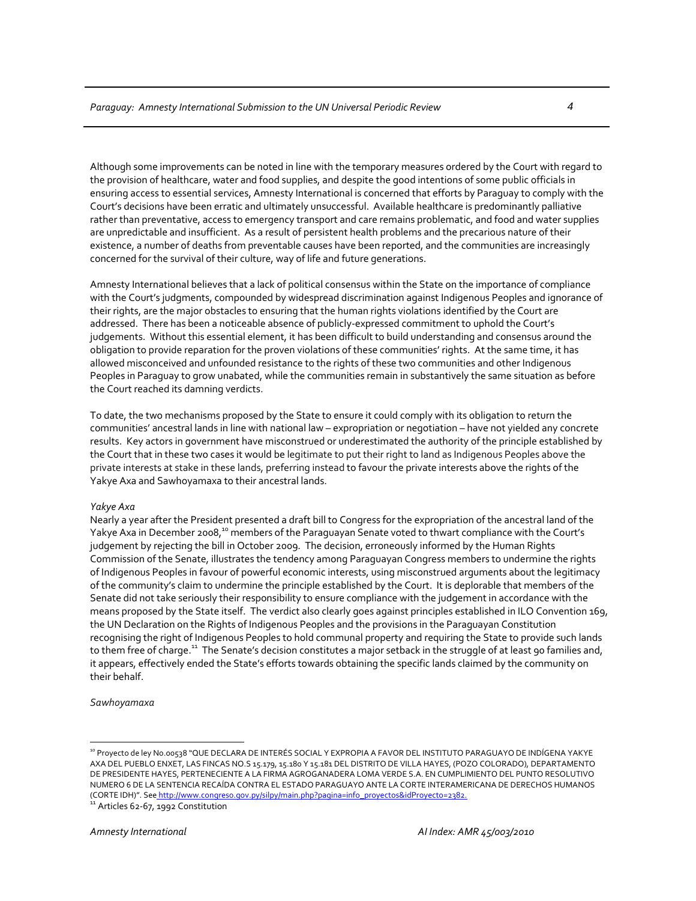Although some improvements can be noted in line with the temporary measures ordered by the Court with regard to the provision of healthcare, water and food supplies, and despite the good intentions of some public officials in ensuring access to essential services, Amnesty International is concerned that efforts by Paraguay to comply with the Court's decisions have been erratic and ultimately unsuccessful. Available healthcare is predominantly palliative rather than preventative, access to emergency transport and care remains problematic, and food and water supplies are unpredictable and insufficient. As a result of persistent health problems and the precarious nature of their existence, a number of deaths from preventable causes have been reported, and the communities are increasingly concerned for the survival of their culture, way of life and future generations.

Amnesty International believes that a lack of political consensus within the State on the importance of compliance with the Court's judgments, compounded by widespread discrimination against Indigenous Peoples and ignorance of their rights, are the major obstacles to ensuring that the human rights violations identified by the Court are addressed. There has been a noticeable absence of publicly-expressed commitment to uphold the Court's judgements. Without this essential element, it has been difficult to build understanding and consensus around the obligation to provide reparation for the proven violations of these communities' rights. At the same time, it has allowed misconceived and unfounded resistance to the rights of these two communities and other Indigenous Peoples in Paraguay to grow unabated, while the communities remain in substantively the same situation as before the Court reached its damning verdicts.

To date, the two mechanisms proposed by the State to ensure it could comply with its obligation to return the communities' ancestral lands in line with national law – expropriation or negotiation – have not yielded any concrete results. Key actors in government have misconstrued or underestimated the authority of the principle established by the Court that in these two cases it would be legitimate to put their right to land as Indigenous Peoples above the private interests at stake in these lands, preferring instead to favour the private interests above the rights of the Yakye Axa and Sawhoyamaxa to their ancestral lands.

*Yakye Axa*

Nearly a year after the President presented a draft bill to Congress for the expropriation of the ancestral land of the Yakye Axa in December 2008,[10] members of the Paraguayan Senate voted to thwart compliance with the Court's judgement by rejecting the bill in October 2009. The decision, erroneously informed by the Human Rights Commission of the Senate, illustrates the tendency among Paraguayan Congress members to undermine the rights of Indigenous Peoples in favour of powerful economic interests, using misconstrued arguments about the legitimacy of the community's claim to undermine the principle established by the Court. It is deplorable that members of the Senate did not take seriously their responsibility to ensure compliance with the judgement in accordance with the means proposed by the State itself. The verdict also clearly goes against principles established in ILO Convention 169, the UN Declaration on the Rights of Indigenous Peoples and the provisions in the Paraguayan Constitution recognising the right of Indigenous Peoples to hold communal property and requiring the State to provide such lands to them free of charge.[11] The Senate's decision constitutes a major setback in the struggle of at least 90 families and, it appears, effectively ended the State's efforts towards obtaining the specific lands claimed by the community on their behalf.

*Sawhoyamaxa*

---

[10] Proyecto de ley No.00538 "QUE DECLARA DE INTERÉS SOCIAL Y EXPROPIA A FAVOR DEL INSTITUTO PARAGUAYO DE INDÍGENA YAKYE AXA DEL PUEBLO ENXET, LAS FINCAS NO.S 15.179, 15.180 Y 15.181 DEL DISTRITO DE VILLA HAYES, (POZO COLORADO), DEPARTAMENTO DE PRESIDENTE HAYES, PERTENECIENTE A LA FIRMA AGROGANADERA LOMA VERDE S.A. EN CUMPLIMIENTO DEL PUNTO RESOLUTIVO NUMERO 6 DE LA SENTENCIA RECAÍDA CONTRA EL ESTADO PARAGUAYO ANTE LA CORTE INTERAMERICANA DE DERECHOS HUMANOS (CORTE IDH)". See http://www.congreso.gov.py/silpy/main.php?pagina=info_proyectos&idProyecto=2382.

[11] Articles 62-67, 1992 Constitution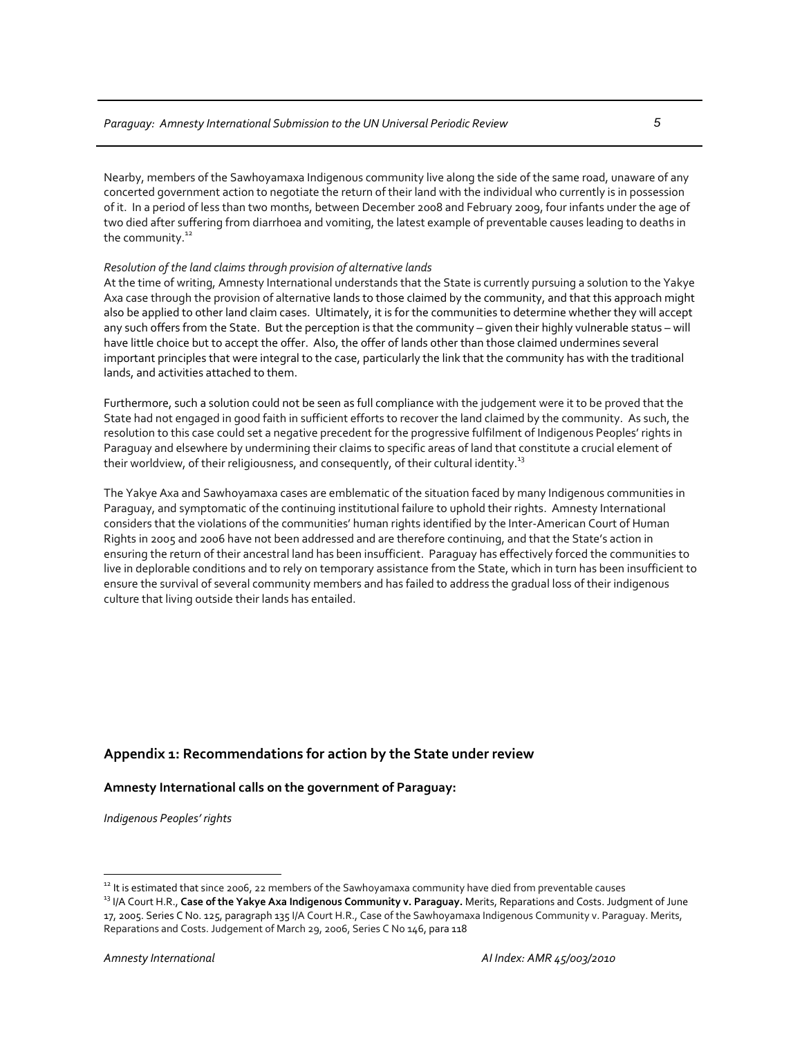Nearby, members of the Sawhoyamaxa Indigenous community live along the side of the same road, unaware of any concerted government action to negotiate the return of their land with the individual who currently is in possession of it. In a period of less than two months, between December 2008 and February 2009, four infants under the age of two died after suffering from diarrhoea and vomiting, the latest example of preventable causes leading to deaths in the community.[12]

*Resolution of the land claims through provision of alternative lands*

At the time of writing, Amnesty International understands that the State is currently pursuing a solution to the Yakye Axa case through the provision of alternative lands to those claimed by the community, and that this approach might also be applied to other land claim cases. Ultimately, it is for the communities to determine whether they will accept any such offers from the State. But the perception is that the community – given their highly vulnerable status – will have little choice but to accept the offer. Also, the offer of lands other than those claimed undermines several important principles that were integral to the case, particularly the link that the community has with the traditional lands, and activities attached to them.

Furthermore, such a solution could not be seen as full compliance with the judgement were it to be proved that the State had not engaged in good faith in sufficient efforts to recover the land claimed by the community. As such, the resolution to this case could set a negative precedent for the progressive fulfilment of Indigenous Peoples' rights in Paraguay and elsewhere by undermining their claims to specific areas of land that constitute a crucial element of their worldview, of their religiousness, and consequently, of their cultural identity.[13]

The Yakye Axa and Sawhoyamaxa cases are emblematic of the situation faced by many Indigenous communities in Paraguay, and symptomatic of the continuing institutional failure to uphold their rights. Amnesty International considers that the violations of the communities' human rights identified by the Inter-American Court of Human Rights in 2005 and 2006 have not been addressed and are therefore continuing, and that the State's action in ensuring the return of their ancestral land has been insufficient. Paraguay has effectively forced the communities to live in deplorable conditions and to rely on temporary assistance from the State, which in turn has been insufficient to ensure the survival of several community members and has failed to address the gradual loss of their indigenous culture that living outside their lands has entailed.

## Appendix 1: Recommendations for action by the State under review

### Amnesty International calls on the government of Paraguay:

*Indigenous Peoples' rights*

---

[12] It is estimated that since 2006, 22 members of the Sawhoyamaxa community have died from preventable causes

[13] I/A Court H.R., **Case of the Yakye Axa Indigenous Community v. Paraguay.** Merits, Reparations and Costs. Judgment of June 17, 2005. Series C No. 125, paragraph 135 I/A Court H.R., Case of the Sawhoyamaxa Indigenous Community v. Paraguay. Merits, Reparations and Costs. Judgement of March 29, 2006, Series C No 146, para 118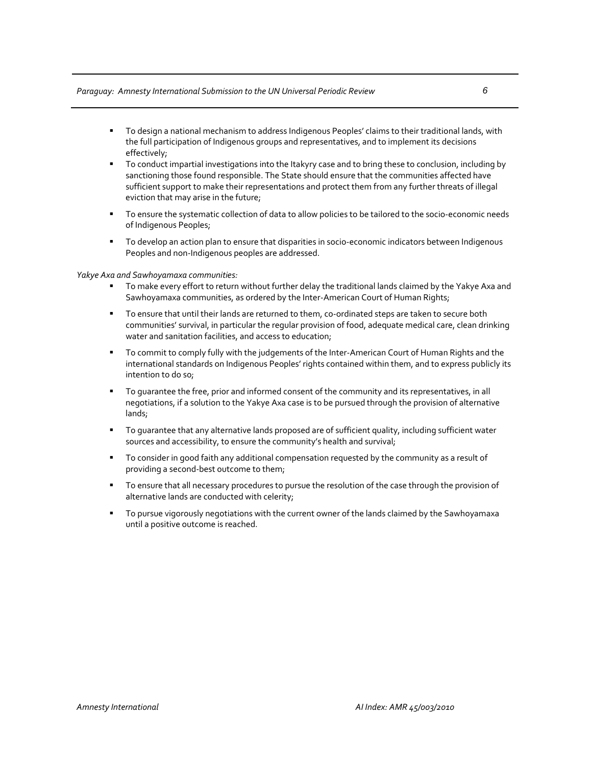- To design a national mechanism to address Indigenous Peoples' claims to their traditional lands, with the full participation of Indigenous groups and representatives, and to implement its decisions effectively;
- To conduct impartial investigations into the Itakyry case and to bring these to conclusion, including by sanctioning those found responsible. The State should ensure that the communities affected have sufficient support to make their representations and protect them from any further threats of illegal eviction that may arise in the future;
- To ensure the systematic collection of data to allow policies to be tailored to the socio-economic needs of Indigenous Peoples;
- To develop an action plan to ensure that disparities in socio-economic indicators between Indigenous Peoples and non-Indigenous peoples are addressed.

*Yakye Axa and Sawhoyamaxa communities:*

- To make every effort to return without further delay the traditional lands claimed by the Yakye Axa and Sawhoyamaxa communities, as ordered by the Inter-American Court of Human Rights;
- To ensure that until their lands are returned to them, co-ordinated steps are taken to secure both communities' survival, in particular the regular provision of food, adequate medical care, clean drinking water and sanitation facilities, and access to education;
- To commit to comply fully with the judgements of the Inter-American Court of Human Rights and the international standards on Indigenous Peoples' rights contained within them, and to express publicly its intention to do so;
- To guarantee the free, prior and informed consent of the community and its representatives, in all negotiations, if a solution to the Yakye Axa case is to be pursued through the provision of alternative lands;
- To guarantee that any alternative lands proposed are of sufficient quality, including sufficient water sources and accessibility, to ensure the community's health and survival;
- To consider in good faith any additional compensation requested by the community as a result of providing a second-best outcome to them;
- To ensure that all necessary procedures to pursue the resolution of the case through the provision of alternative lands are conducted with celerity;
- To pursue vigorously negotiations with the current owner of the lands claimed by the Sawhoyamaxa until a positive outcome is reached.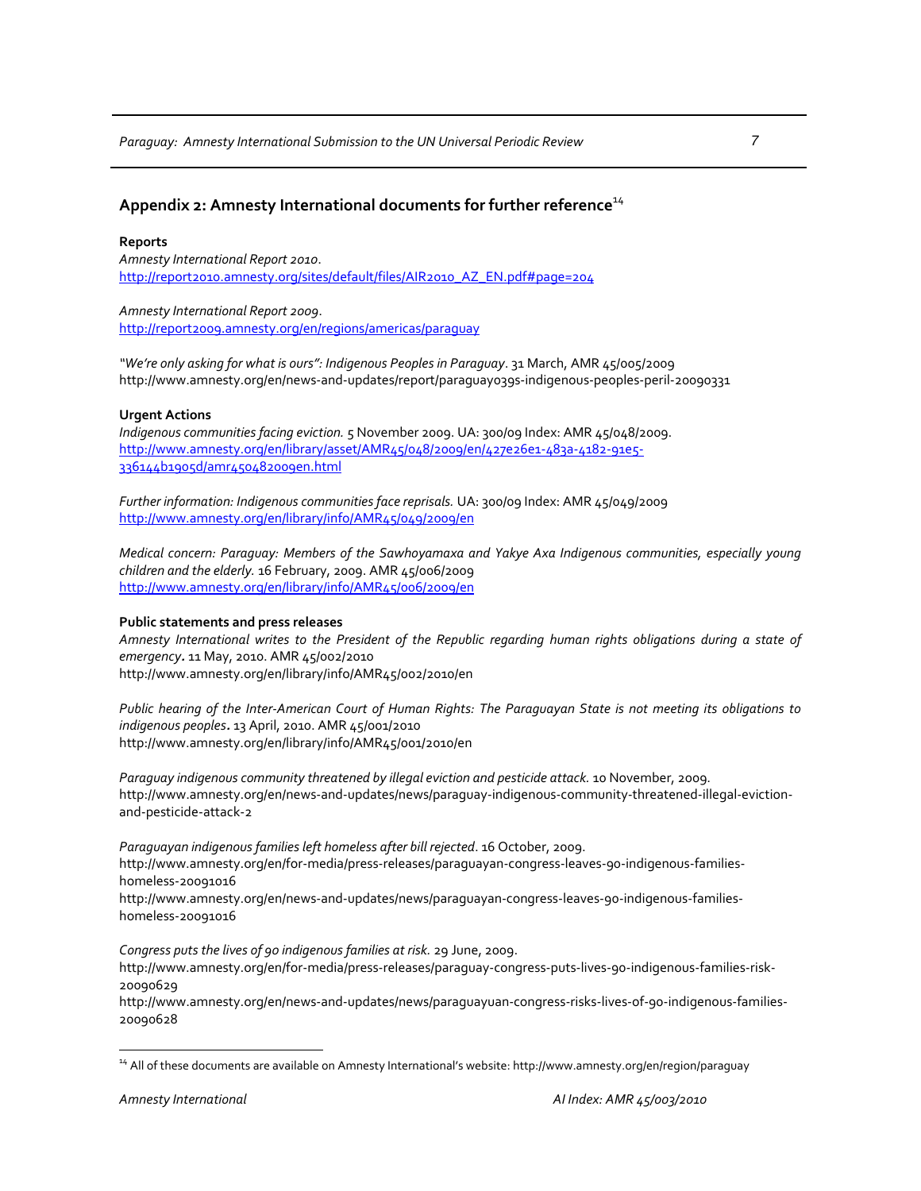## Appendix 2: Amnesty International documents for further reference[14]

**Reports**

*Amnesty International Report 2010*.
http://report2010.amnesty.org/sites/default/files/AIR2010_AZ_EN.pdf#page=204

*Amnesty International Report 2009*.
http://report2009.amnesty.org/en/regions/americas/paraguay

*"We're only asking for what is ours": Indigenous Peoples in Paraguay*. 31 March, AMR 45/005/2009
http://www.amnesty.org/en/news-and-updates/report/paraguay039s-indigenous-peoples-peril-20090331

**Urgent Actions**

*Indigenous communities facing eviction.* 5 November 2009. UA: 300/09 Index: AMR 45/048/2009.
http://www.amnesty.org/en/library/asset/AMR45/048/2009/en/427e26e1-483a-4182-91e5-336144b1905d/amr450482009en.html

*Further information: Indigenous communities face reprisals.* UA: 300/09 Index: AMR 45/049/2009
http://www.amnesty.org/en/library/info/AMR45/049/2009/en

*Medical concern: Paraguay: Members of the Sawhoyamaxa and Yakye Axa Indigenous communities, especially young children and the elderly.* 16 February, 2009. AMR 45/006/2009
http://www.amnesty.org/en/library/info/AMR45/006/2009/en

**Public statements and press releases**

*Amnesty International writes to the President of the Republic regarding human rights obligations during a state of emergency.* 11 May, 2010. AMR 45/002/2010
http://www.amnesty.org/en/library/info/AMR45/002/2010/en

*Public hearing of the Inter-American Court of Human Rights: The Paraguayan State is not meeting its obligations to indigenous peoples.* 13 April, 2010. AMR 45/001/2010
http://www.amnesty.org/en/library/info/AMR45/001/2010/en

*Paraguay indigenous community threatened by illegal eviction and pesticide attack.* 10 November, 2009.
http://www.amnesty.org/en/news-and-updates/news/paraguay-indigenous-community-threatened-illegal-eviction-and-pesticide-attack-2

*Paraguayan indigenous families left homeless after bill rejected*. 16 October, 2009.
http://www.amnesty.org/en/for-media/press-releases/paraguayan-congress-leaves-90-indigenous-families-homeless-20091016
http://www.amnesty.org/en/news-and-updates/news/paraguayan-congress-leaves-90-indigenous-families-homeless-20091016

*Congress puts the lives of 90 indigenous families at risk.* 29 June, 2009.
http://www.amnesty.org/en/for-media/press-releases/paraguay-congress-puts-lives-90-indigenous-families-risk-20090629
http://www.amnesty.org/en/news-and-updates/news/paraguayuan-congress-risks-lives-of-90-indigenous-families-20090628

[14] All of these documents are available on Amnesty International's website: http://www.amnesty.org/en/region/paraguay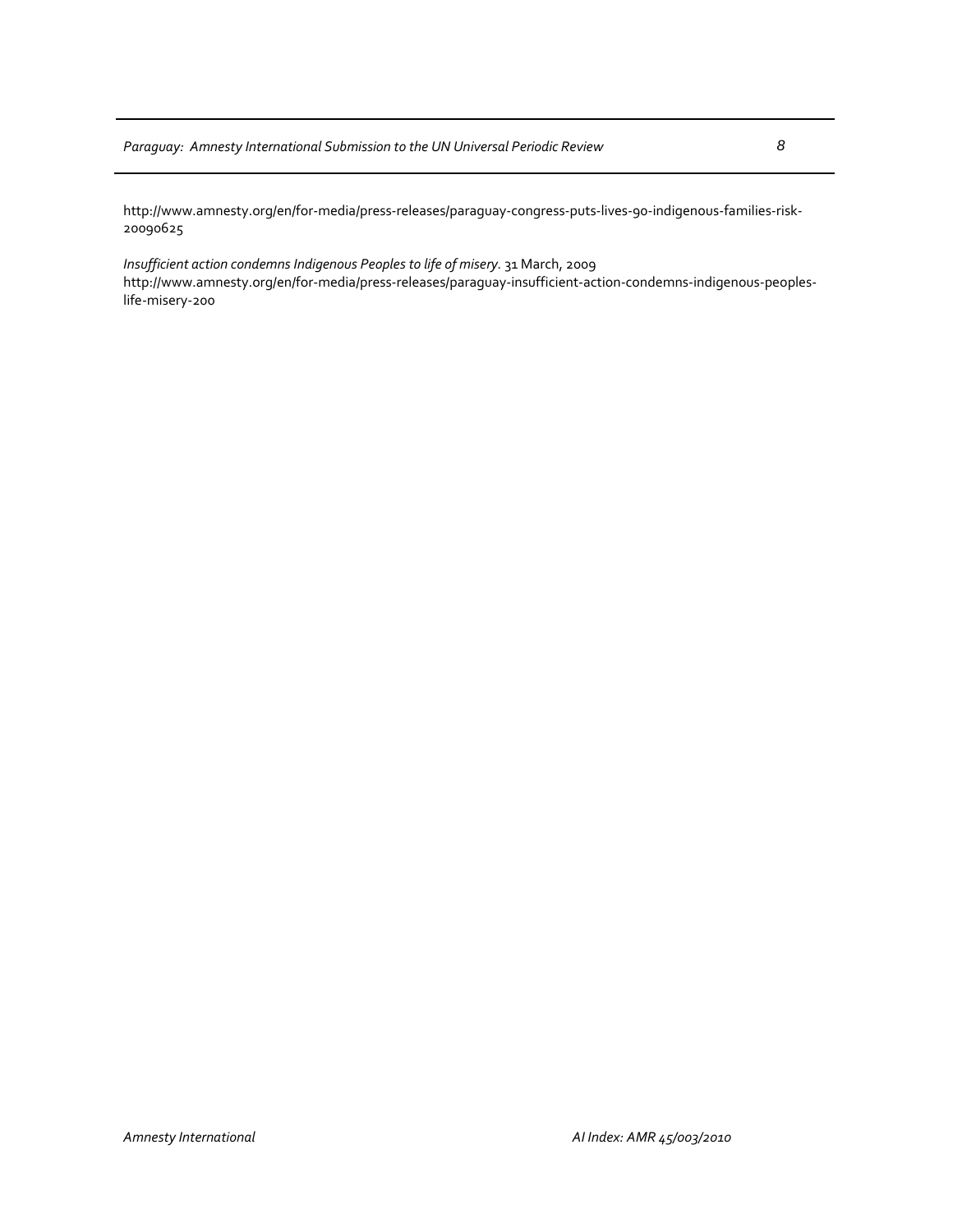http://www.amnesty.org/en/for-media/press-releases/paraguay-congress-puts-lives-90-indigenous-families-risk-20090625

*Insufficient action condemns Indigenous Peoples to life of misery.* 31 March, 2009
http://www.amnesty.org/en/for-media/press-releases/paraguay-insufficient-action-condemns-indigenous-peoples-life-misery-200